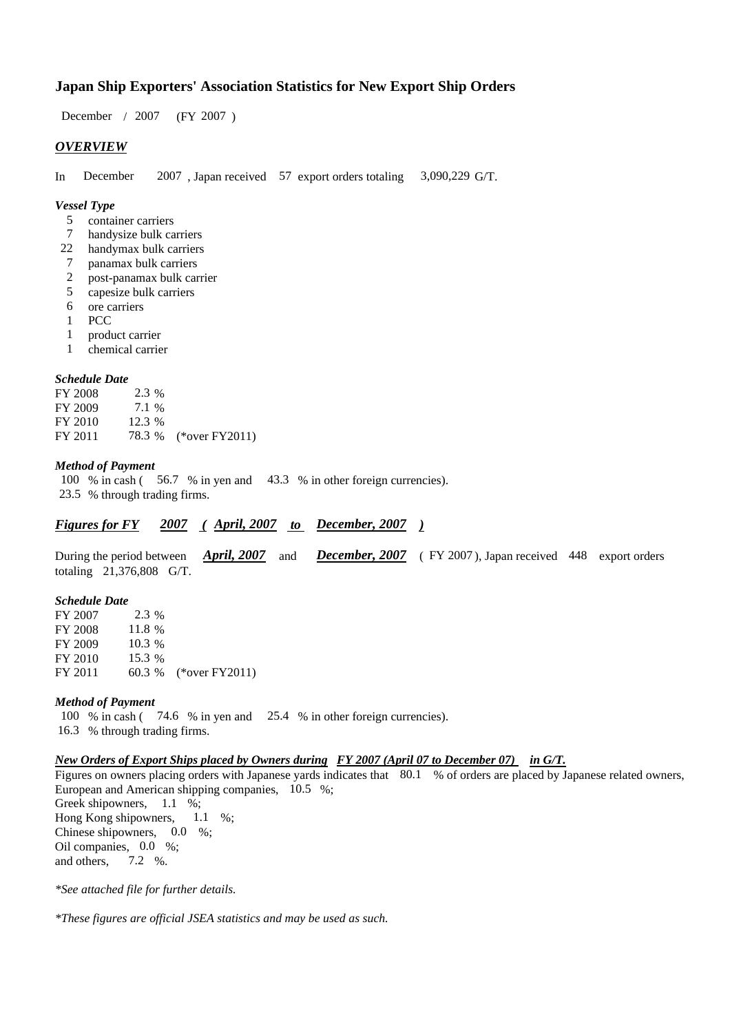# Japan Ship Exporters' Association Statistics for New Export Ship Orders

December / 2007 (FY 2007 )

## *OVERVIEW*

In December 2007 , Japan received 57 export orders totaling 3,090,229 G/T.

### *Vessel Type*

- 5 container carriers
- 7 handysize bulk carriers
- 22 handymax bulk carriers
- 7 panamax bulk carriers
- 2 post-panamax bulk carrier
- 5 capesize bulk carriers
- 6 ore carriers
- 1 PCC
- 1 product carrier
- 1 chemical carrier

### *Schedule Date*

| | | |
|---|---|---|
| FY 2008 | 2.3 % | |
| FY 2009 | 7.1 % | |
| FY 2010 | 12.3 % | |
| FY 2011 | 78.3 % | (*over FY2011) |

### *Method of Payment*

100 % in cash ( 56.7 % in yen and 43.3 % in other foreign currencies).
23.5 % through trading firms.

## *Figures for FY 2007 ( April, 2007 to December, 2007 )*

During the period between ***April, 2007*** and ***December, 2007*** ( FY 2007 ), Japan received 448 export orders totaling 21,376,808 G/T.

### *Schedule Date*

| | | |
|---|---|---|
| FY 2007 | 2.3 % | |
| FY 2008 | 11.8 % | |
| FY 2009 | 10.3 % | |
| FY 2010 | 15.3 % | |
| FY 2011 | 60.3 % | (*over FY2011) |

### *Method of Payment*

100 % in cash ( 74.6 % in yen and 25.4 % in other foreign currencies).
16.3 % through trading firms.

### *New Orders of Export Ships placed by Owners during FY 2007 (April 07 to December 07) in G/T.*

Figures on owners placing orders with Japanese yards indicates that 80.1 % of orders are placed by Japanese related owners,
European and American shipping companies, 10.5 %;
Greek shipowners, 1.1 %;
Hong Kong shipowners, 1.1 %;
Chinese shipowners, 0.0 %;
Oil companies, 0.0 %;
and others, 7.2 %.

*\*See attached file for further details.*

*\*These figures are official JSEA statistics and may be used as such.*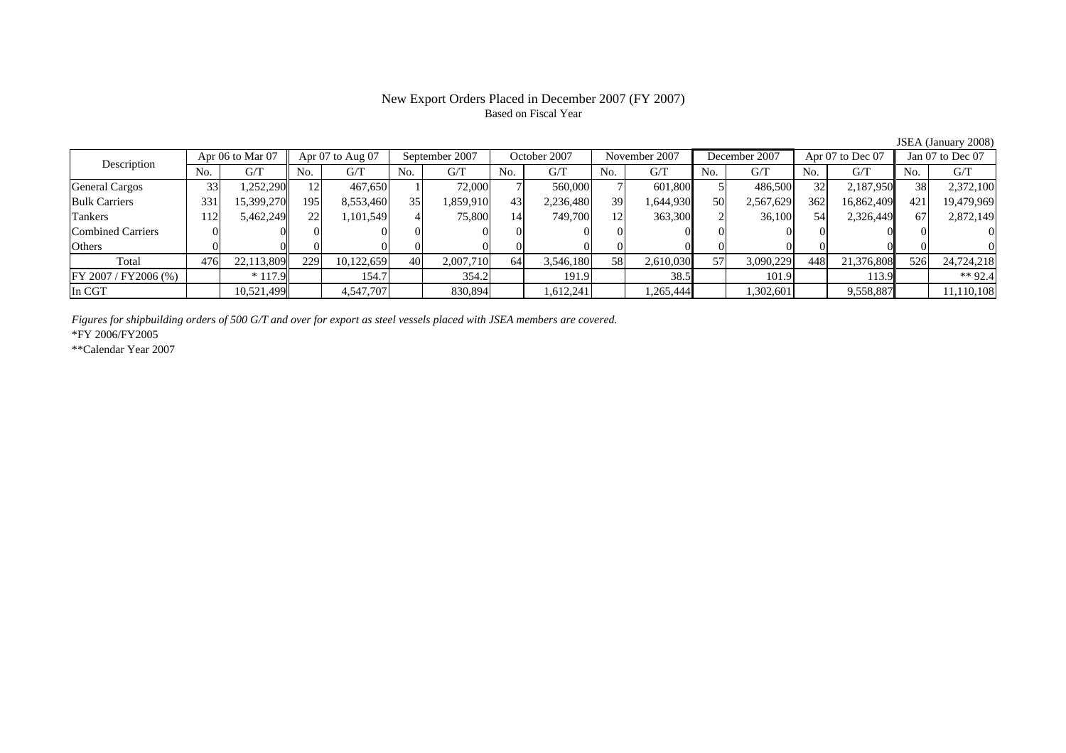# New Export Orders Placed in December 2007 (FY 2007)

Based on Fiscal Year

JSEA (January 2008)

| Description | Apr 06 to Mar 07 | | Apr 07 to Aug 07 | | September 2007 | | October 2007 | | November 2007 | | December 2007 | | Apr 07 to Dec 07 | | Jan 07 to Dec 07 | |
|---|---|---|---|---|---|---|---|---|---|---|---|---|---|---|---|---|
| | No. | G/T | No. | G/T | No. | G/T | No. | G/T | No. | G/T | No. | G/T | No. | G/T | No. | G/T |
| General Cargos | 33 | 1,252,290 | 12 | 467,650 | 1 | 72,000 | 7 | 560,000 | 7 | 601,800 | 5 | 486,500 | 32 | 2,187,950 | 38 | 2,372,100 |
| Bulk Carriers | 331 | 15,399,270 | 195 | 8,553,460 | 35 | 1,859,910 | 43 | 2,236,480 | 39 | 1,644,930 | 50 | 2,567,629 | 362 | 16,862,409 | 421 | 19,479,969 |
| Tankers | 112 | 5,462,249 | 22 | 1,101,549 | 4 | 75,800 | 14 | 749,700 | 12 | 363,300 | 2 | 36,100 | 54 | 2,326,449 | 67 | 2,872,149 |
| Combined Carriers | 0 | 0 | 0 | 0 | 0 | 0 | 0 | 0 | 0 | 0 | 0 | 0 | 0 | 0 | 0 | 0 |
| Others | 0 | 0 | 0 | 0 | 0 | 0 | 0 | 0 | 0 | 0 | 0 | 0 | 0 | 0 | 0 | 0 |
| Total | 476 | 22,113,809 | 229 | 10,122,659 | 40 | 2,007,710 | 64 | 3,546,180 | 58 | 2,610,030 | 57 | 3,090,229 | 448 | 21,376,808 | 526 | 24,724,218 |
| FY 2007 / FY2006 (%) | | * 117.9 | | 154.7 | | 354.2 | | 191.9 | | 38.5 | | 101.9 | | 113.9 | | ** 92.4 |
| In CGT | | 10,521,499 | | 4,547,707 | | 830,894 | | 1,612,241 | | 1,265,444 | | 1,302,601 | | 9,558,887 | | 11,110,108 |

*Figures for shipbuilding orders of 500 G/T and over for export as steel vessels placed with JSEA members are covered.*

*FY 2006/FY2005

**Calendar Year 2007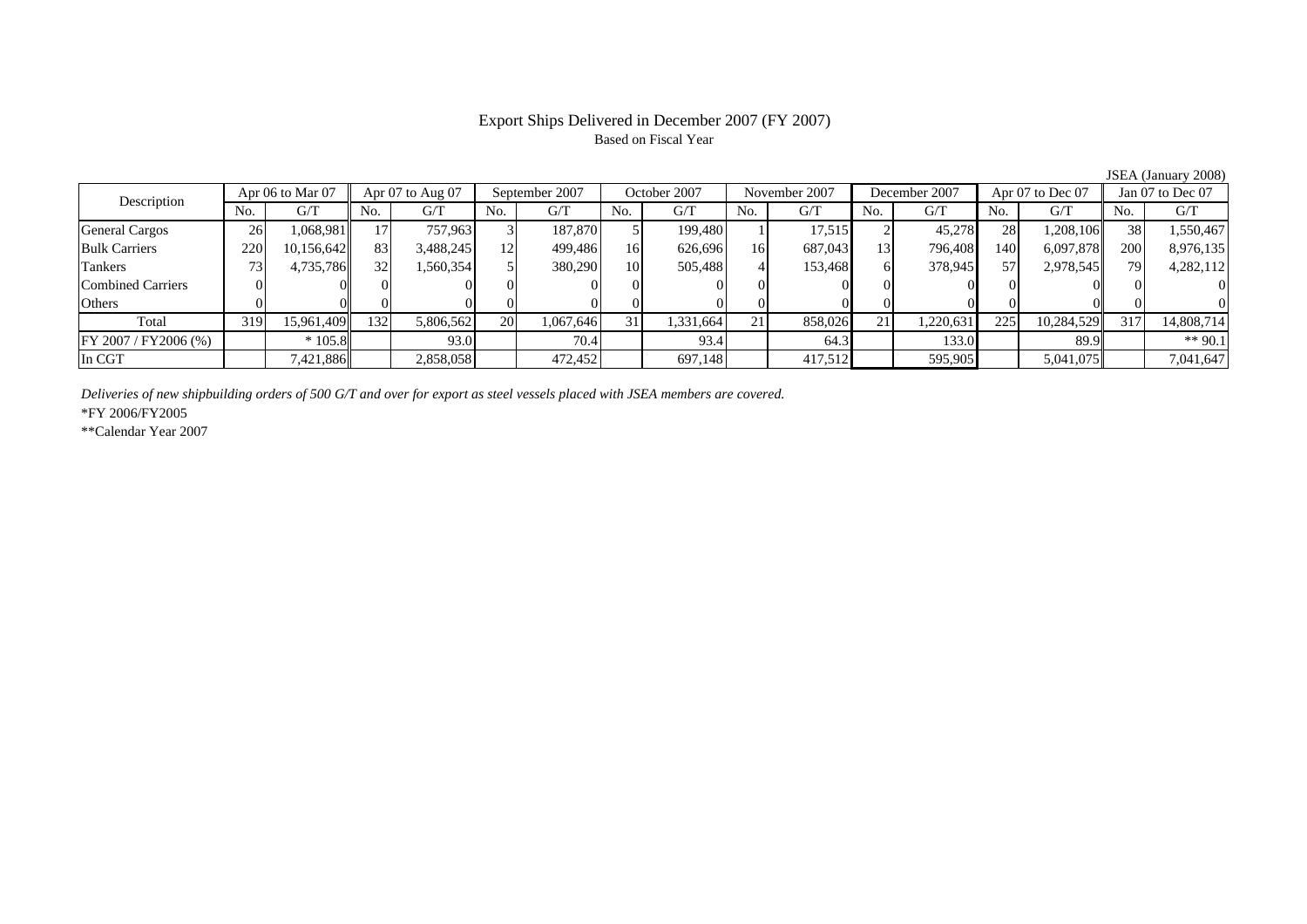# Export Ships Delivered in December 2007 (FY 2007)

Based on Fiscal Year

JSEA (January 2008)

| Description | Apr 06 to Mar 07 | | Apr 07 to Aug 07 | | September 2007 | | October 2007 | | November 2007 | | December 2007 | | Apr 07 to Dec 07 | | Jan 07 to Dec 07 | |
|---|---|---|---|---|---|---|---|---|---|---|---|---|---|---|---|---|
| | No. | G/T | No. | G/T | No. | G/T | No. | G/T | No. | G/T | No. | G/T | No. | G/T | No. | G/T |
| General Cargos | 26 | 1,068,981 | 17 | 757,963 | 3 | 187,870 | 5 | 199,480 | 1 | 17,515 | 2 | 45,278 | 28 | 1,208,106 | 38 | 1,550,467 |
| Bulk Carriers | 220 | 10,156,642 | 83 | 3,488,245 | 12 | 499,486 | 16 | 626,696 | 16 | 687,043 | 13 | 796,408 | 140 | 6,097,878 | 200 | 8,976,135 |
| Tankers | 73 | 4,735,786 | 32 | 1,560,354 | 5 | 380,290 | 10 | 505,488 | 4 | 153,468 | 6 | 378,945 | 57 | 2,978,545 | 79 | 4,282,112 |
| Combined Carriers | 0 | 0 | 0 | 0 | 0 | 0 | 0 | 0 | 0 | 0 | 0 | 0 | 0 | 0 | 0 | 0 |
| Others | 0 | 0 | 0 | 0 | 0 | 0 | 0 | 0 | 0 | 0 | 0 | 0 | 0 | 0 | 0 | 0 |
| Total | 319 | 15,961,409 | 132 | 5,806,562 | 20 | 1,067,646 | 31 | 1,331,664 | 21 | 858,026 | 21 | 1,220,631 | 225 | 10,284,529 | 317 | 14,808,714 |
| FY 2007 / FY2006 (%) | | * 105.8 | | 93.0 | | 70.4 | | 93.4 | | 64.3 | | 133.0 | | 89.9 | | ** 90.1 |
| In CGT | | 7,421,886 | | 2,858,058 | | 472,452 | | 697,148 | | 417,512 | | 595,905 | | 5,041,075 | | 7,041,647 |

*Deliveries of new shipbuilding orders of 500 G/T and over for export as steel vessels placed with JSEA members are covered.*

*FY 2006/FY2005

**Calendar Year 2007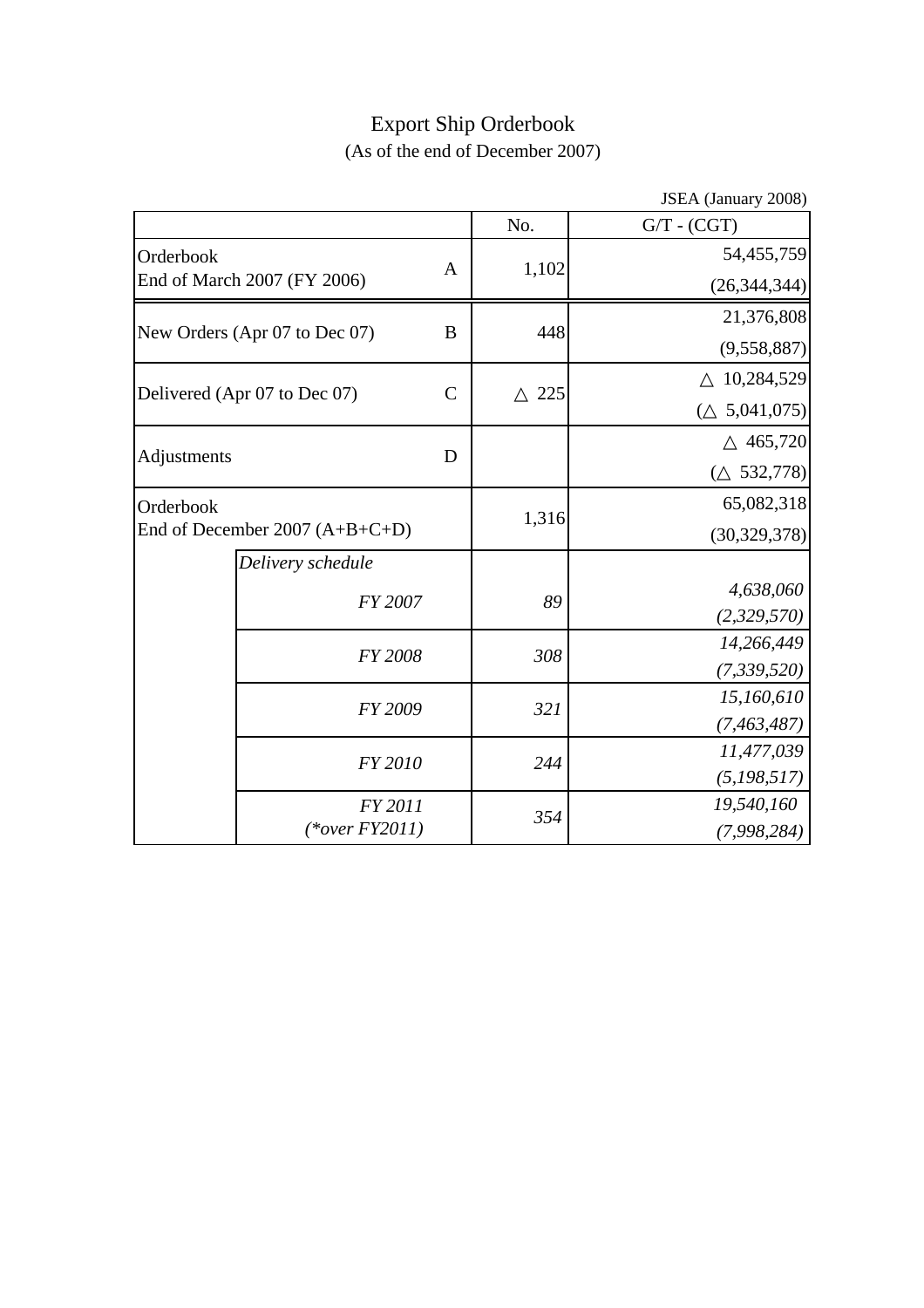# Export Ship Orderbook

(As of the end of December 2007)

JSEA (January 2008)

| | | | No. | G/T - (CGT) |
|---|---|---|---|---|
| Orderbook<br>End of March 2007 (FY 2006) | | A | 1,102 | 54,455,759<br>(26,344,344) |
| New Orders (Apr 07 to Dec 07) | | B | 448 | 21,376,808<br>(9,558,887) |
| Delivered (Apr 07 to Dec 07) | | C | △ 225 | △ 10,284,529<br>(△ 5,041,075) |
| Adjustments | | D | | △ 465,720<br>(△ 532,778) |
| Orderbook<br>End of December 2007 (A+B+C+D) | | | 1,316 | 65,082,318<br>(30,329,378) |
| | *Delivery schedule* | | | |
| | *FY 2007* | | *89* | *4,638,060*<br>*(2,329,570)* |
| | *FY 2008* | | *308* | *14,266,449*<br>*(7,339,520)* |
| | *FY 2009* | | *321* | *15,160,610*<br>*(7,463,487)* |
| | *FY 2010* | | *244* | *11,477,039*<br>*(5,198,517)* |
| | *FY 2011*<br>*(*over FY2011)* | | *354* | *19,540,160*<br>*(7,998,284)* |